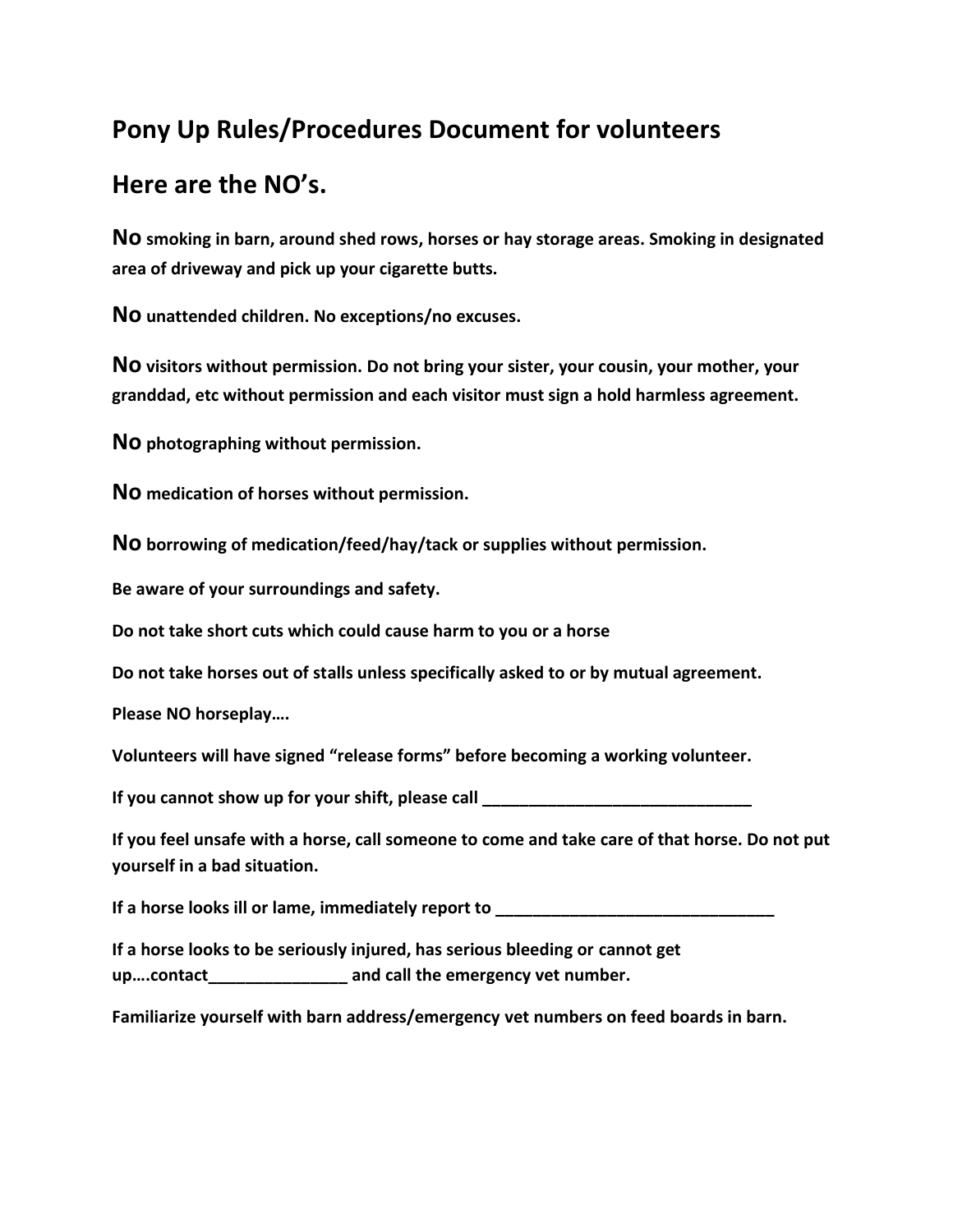## Pony Up Rules/Procedures Document for volunteers

## Here are the NO's.

**No smoking in barn, around shed rows, horses or hay storage areas. Smoking in designated area of driveway and pick up your cigarette butts.**

**No unattended children. No exceptions/no excuses.**

**No visitors without permission. Do not bring your sister, your cousin, your mother, your granddad, etc without permission and each visitor must sign a hold harmless agreement.**

**No photographing without permission.**

**No medication of horses without permission.**

**No borrowing of medication/feed/hay/tack or supplies without permission.**

**Be aware of your surroundings and safety.**

**Do not take short cuts which could cause harm to you or a horse**

**Do not take horses out of stalls unless specifically asked to or by mutual agreement.**

**Please NO horseplay….**

**Volunteers will have signed "release forms" before becoming a working volunteer.**

**If you cannot show up for your shift, please call ______________________________**

**If you feel unsafe with a horse, call someone to come and take care of that horse. Do not put yourself in a bad situation.**

**If a horse looks ill or lame, immediately report to _______________________________**

**If a horse looks to be seriously injured, has serious bleeding or cannot get up….contact_______________ and call the emergency vet number.**

**Familiarize yourself with barn address/emergency vet numbers on feed boards in barn.**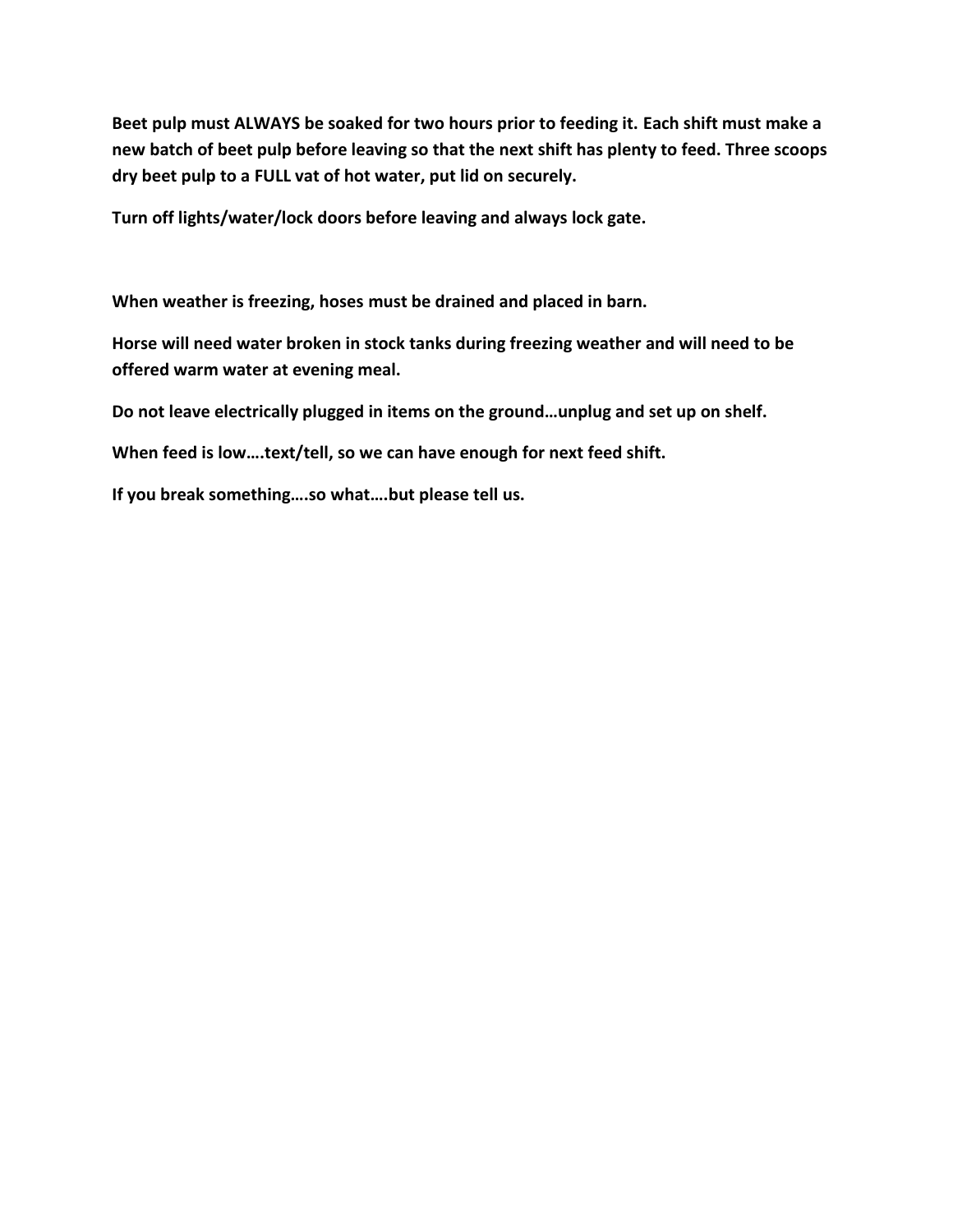**Beet pulp must ALWAYS be soaked for two hours prior to feeding it. Each shift must make a new batch of beet pulp before leaving so that the next shift has plenty to feed. Three scoops dry beet pulp to a FULL vat of hot water, put lid on securely.**

**Turn off lights/water/lock doors before leaving and always lock gate.**

**When weather is freezing, hoses must be drained and placed in barn.**

**Horse will need water broken in stock tanks during freezing weather and will need to be offered warm water at evening meal.**

**Do not leave electrically plugged in items on the ground…unplug and set up on shelf.**

**When feed is low….text/tell, so we can have enough for next feed shift.**

**If you break something….so what….but please tell us.**